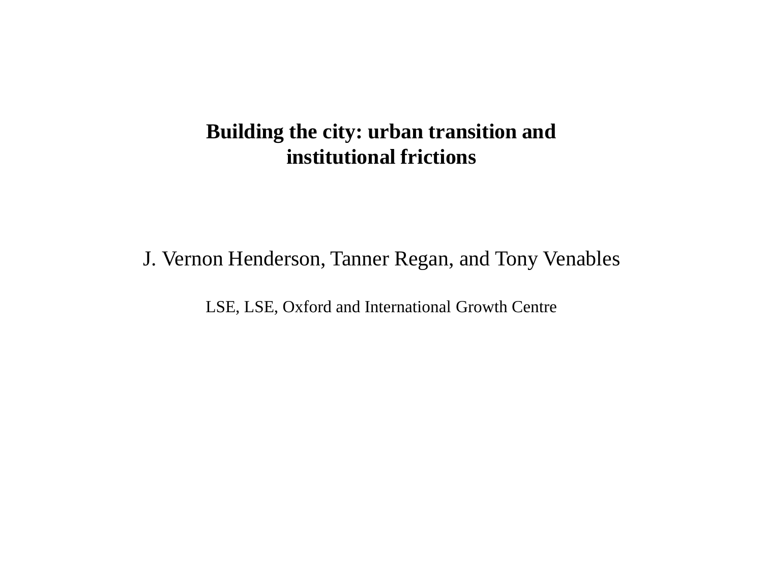# Building the city: urban transition and institutional frictions

J. Vernon Henderson, Tanner Regan, and Tony Venables

LSE, LSE, Oxford and International Growth Centre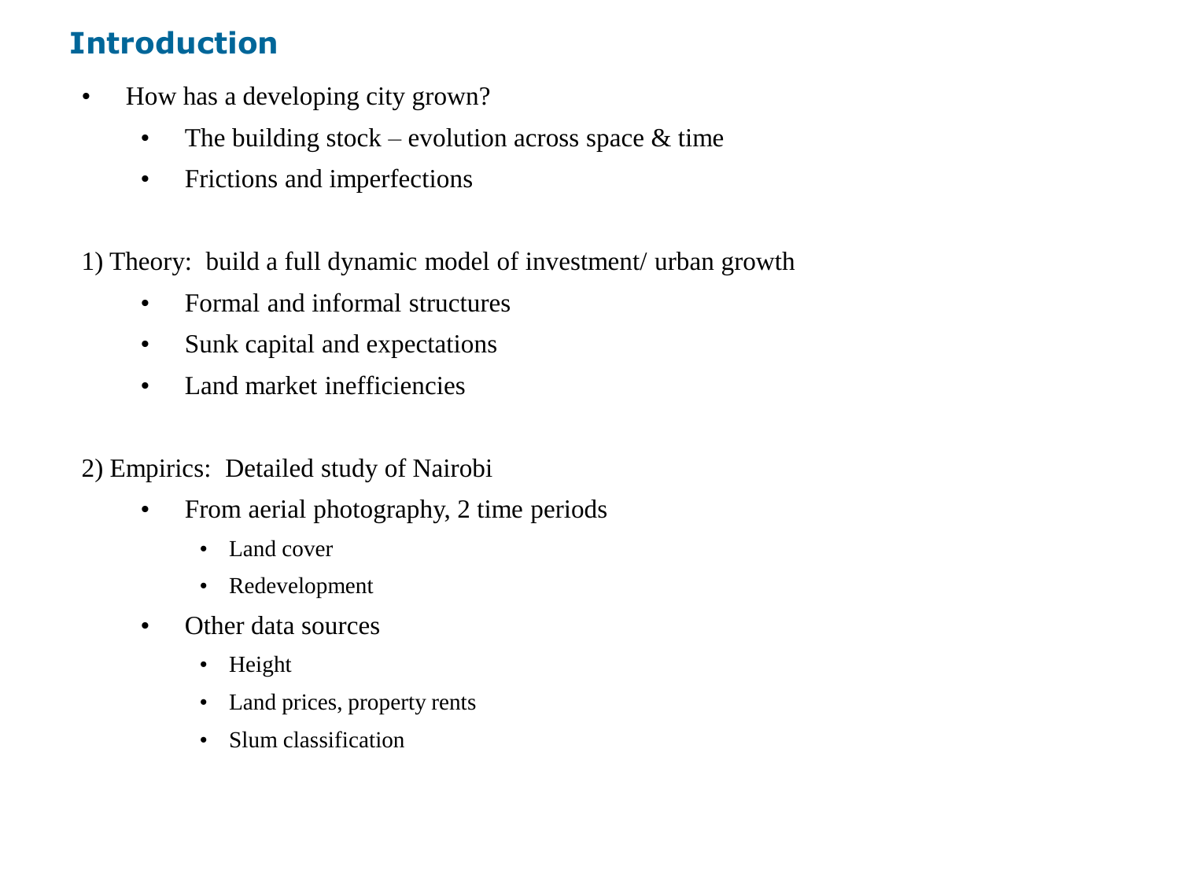## Introduction

- How has a developing city grown?
  - The building stock – evolution across space & time
  - Frictions and imperfections

1) Theory: build a full dynamic model of investment/ urban growth

  - Formal and informal structures
  - Sunk capital and expectations
  - Land market inefficiencies

2) Empirics: Detailed study of Nairobi

  - From aerial photography, 2 time periods
    - Land cover
    - Redevelopment
  - Other data sources
    - Height
    - Land prices, property rents
    - Slum classification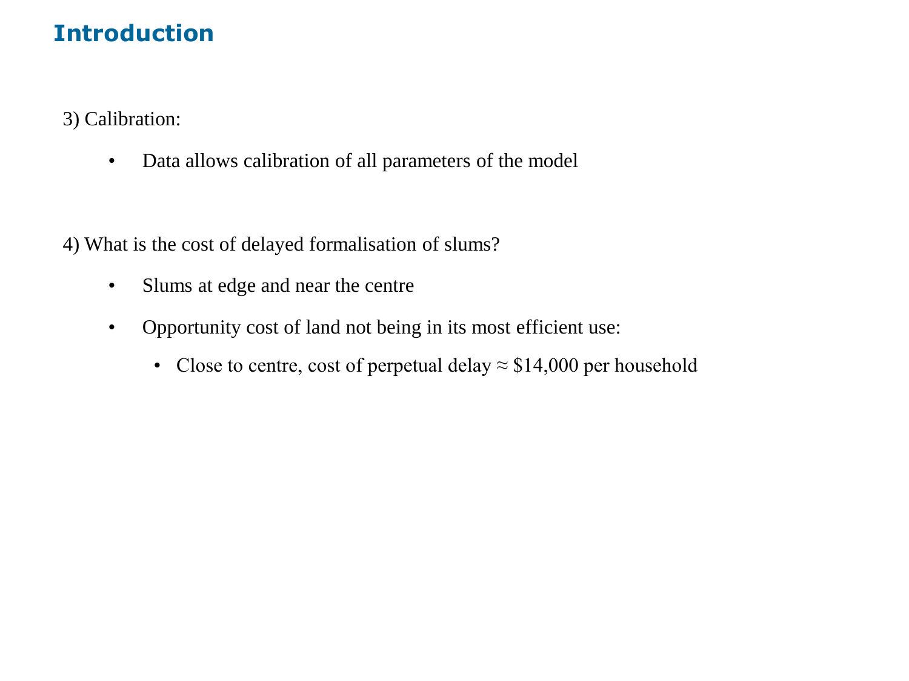## Introduction

3) Calibration:

- Data allows calibration of all parameters of the model

4) What is the cost of delayed formalisation of slums?

- Slums at edge and near the centre
- Opportunity cost of land not being in its most efficient use:
  - Close to centre, cost of perpetual delay ≈ $14,000 per household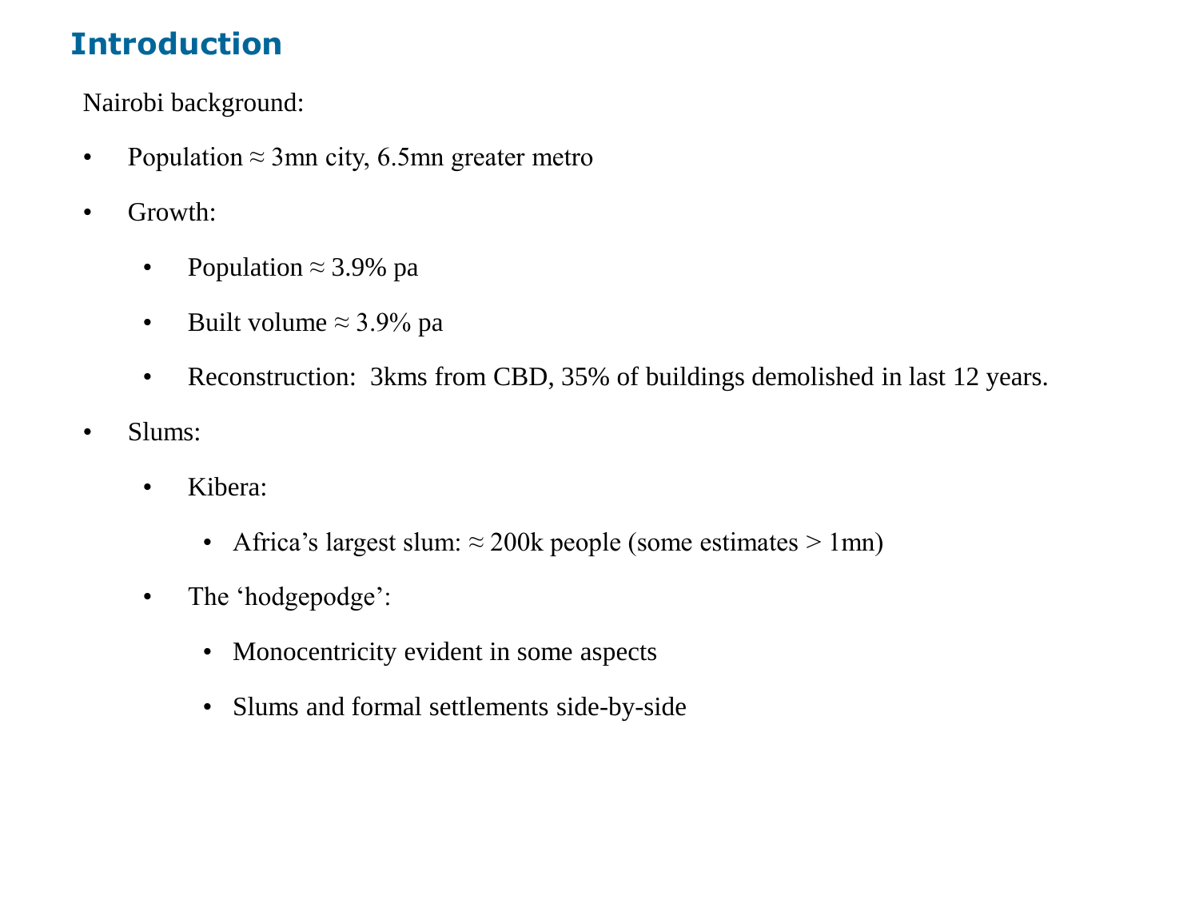## Introduction

Nairobi background:

- Population ≈ 3mn city, 6.5mn greater metro
- Growth:
  - Population ≈ 3.9% pa
  - Built volume ≈ 3.9% pa
  - Reconstruction: 3kms from CBD, 35% of buildings demolished in last 12 years.
- Slums:
  - Kibera:
    - Africa's largest slum: ≈ 200k people (some estimates > 1mn)
  - The 'hodgepodge':
    - Monocentricity evident in some aspects
    - Slums and formal settlements side-by-side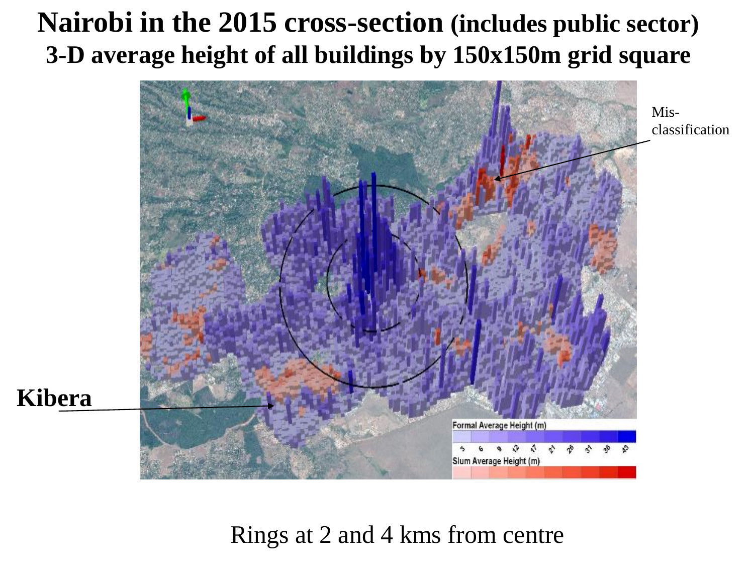# Nairobi in the 2015 cross-section (includes public sector)

## 3-D average height of all buildings by 150x150m grid square

Mis-classification

Kibera

Formal Average Height (m)

3 6 9 12 17 21 26 31 36 43

Slum Average Height (m)

Rings at 2 and 4 kms from centre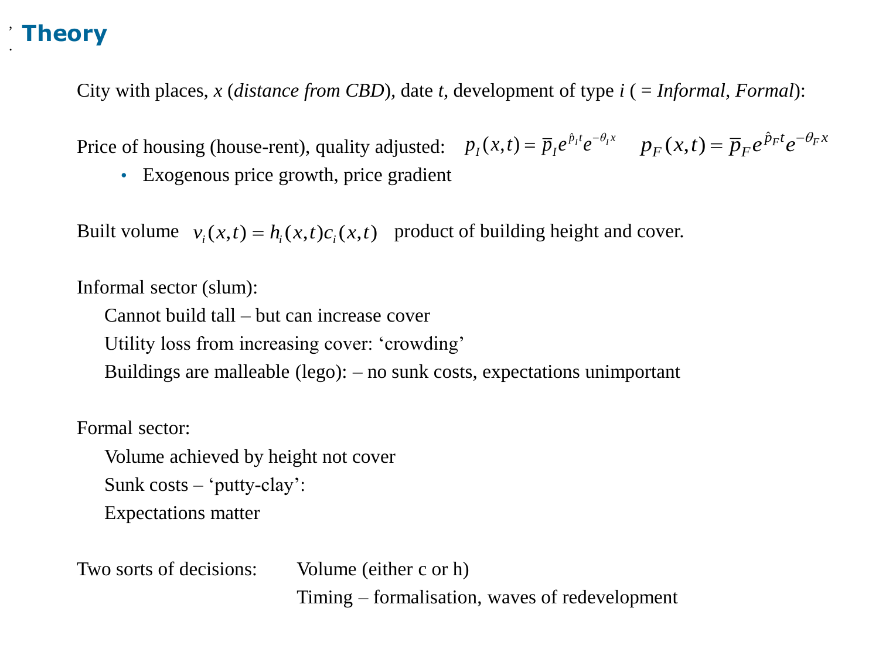# Theory

City with places, $x$ (*distance from CBD*), date $t$, development of type $i$ ( = *Informal, Formal*):

Price of housing (house-rent), quality adjusted: $p_I(x,t) = \overline{p}_I e^{\hat{p}_I t} e^{-\theta_I x}$ $p_F(x,t) = \overline{p}_F e^{\hat{p}_F t} e^{-\theta_F x}$

- Exogenous price growth, price gradient

Built volume $v_i(x,t) = h_i(x,t)c_i(x,t)$ product of building height and cover.

Informal sector (slum):

- Cannot build tall – but can increase cover
- Utility loss from increasing cover: 'crowding'
- Buildings are malleable (lego): – no sunk costs, expectations unimportant

Formal sector:

- Volume achieved by height not cover
- Sunk costs – 'putty-clay':
- Expectations matter

Two sorts of decisions:

- Volume (either c or h)
- Timing – formalisation, waves of redevelopment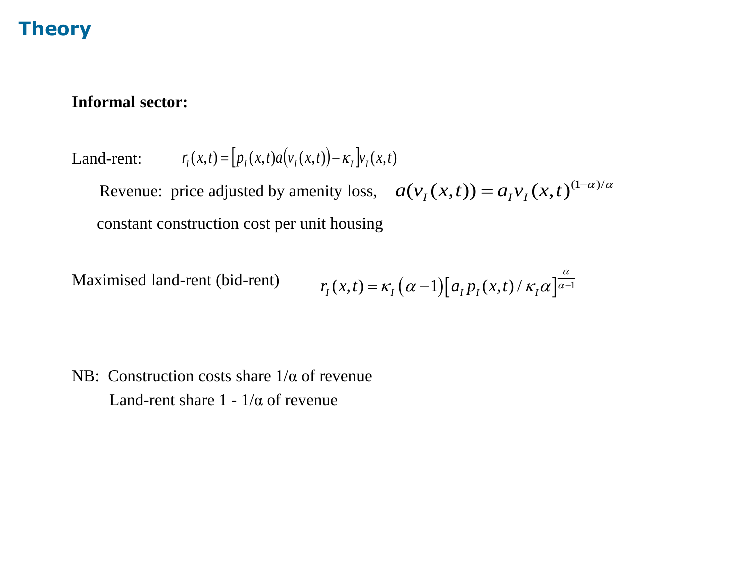# Theory

**Informal sector:**

Land-rent: $r_I(x,t) = \left[p_I(x,t)a\left(v_I(x,t)\right) - \kappa_I\right]v_I(x,t)$

Revenue: price adjusted by amenity loss, $a(v_I(x,t)) = a_I v_I(x,t)^{(1-\alpha)/\alpha}$

constant construction cost per unit housing

Maximised land-rent (bid-rent) $r_I(x,t) = \kappa_I\left(\alpha - 1\right)\left[a_I p_I(x,t) / \kappa_I \alpha\right]^{\frac{\alpha}{\alpha-1}}$

NB: Construction costs share $1/\alpha$ of revenue

Land-rent share $1 - 1/\alpha$ of revenue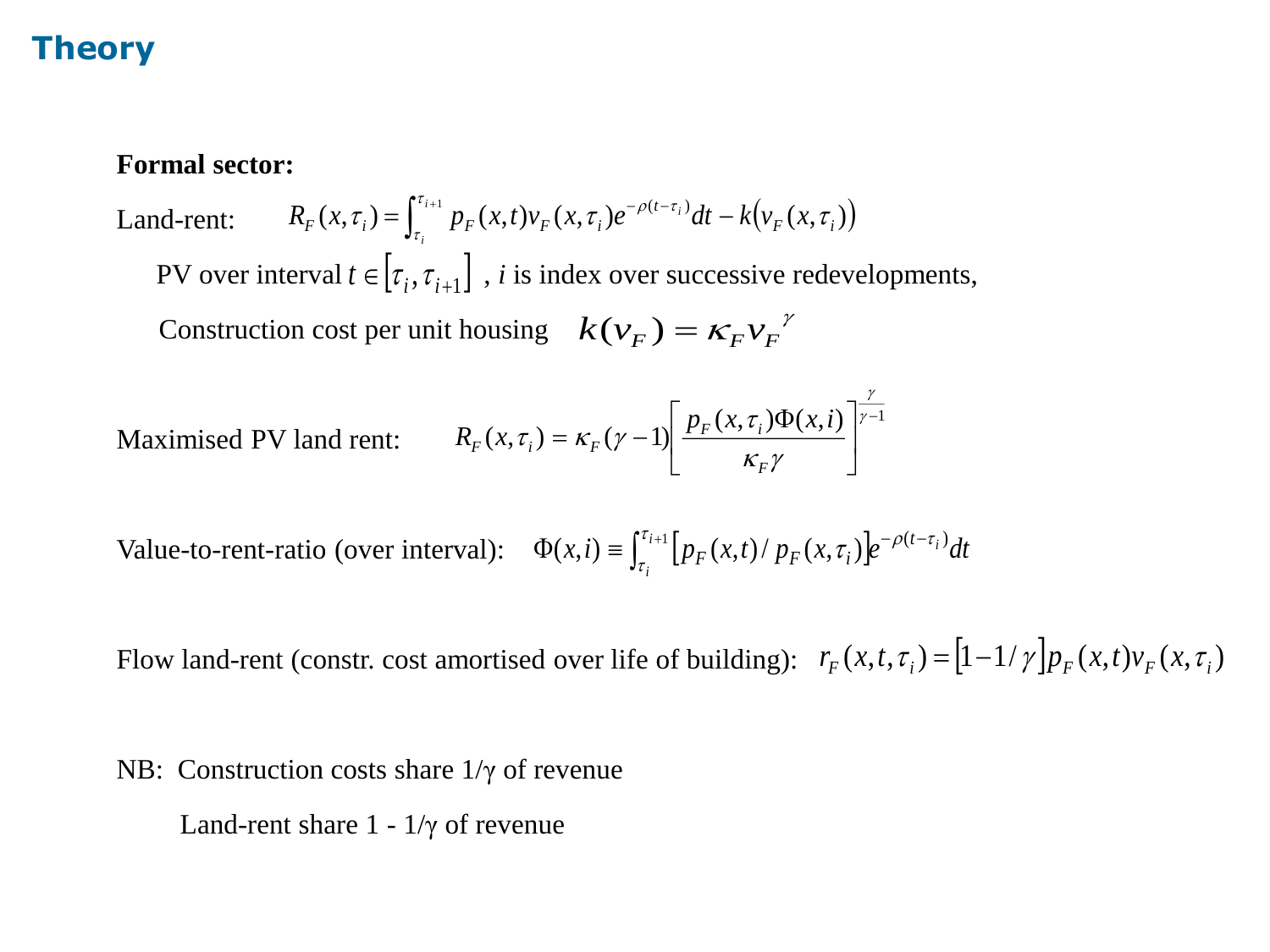# Theory

**Formal sector:**

Land-rent: $R_F(x,\tau_i) = \int_{\tau_i}^{\tau_{i+1}} p_F(x,t) v_F(x,\tau_i) e^{-\rho(t-\tau_i)} dt - k\big(v_F(x,\tau_i)\big)$

PV over interval $t \in [\tau_i, \tau_{i+1}]$ , $i$ is index over successive redevelopments,

Construction cost per unit housing $k(v_F) = \kappa_F v_F^{\ \gamma}$

Maximised PV land rent: $R_F(x,\tau_i) = \kappa_F(\gamma - 1)\left[\dfrac{p_F(x,\tau_i)\Phi(x,i)}{\kappa_F \gamma}\right]^{\frac{\gamma}{\gamma-1}}$

Value-to-rent-ratio (over interval): $\Phi(x,i) \equiv \int_{\tau_i}^{\tau_{i+1}} \left[p_F(x,t)/p_F(x,\tau_i)\right] e^{-\rho(t-\tau_i)} dt$

Flow land-rent (constr. cost amortised over life of building): $r_F(x,t,\tau_i) = \left[1 - 1/\gamma\right] p_F(x,t) v_F(x,\tau_i)$

NB: Construction costs share $1/\gamma$ of revenue

Land-rent share $1 - 1/\gamma$ of revenue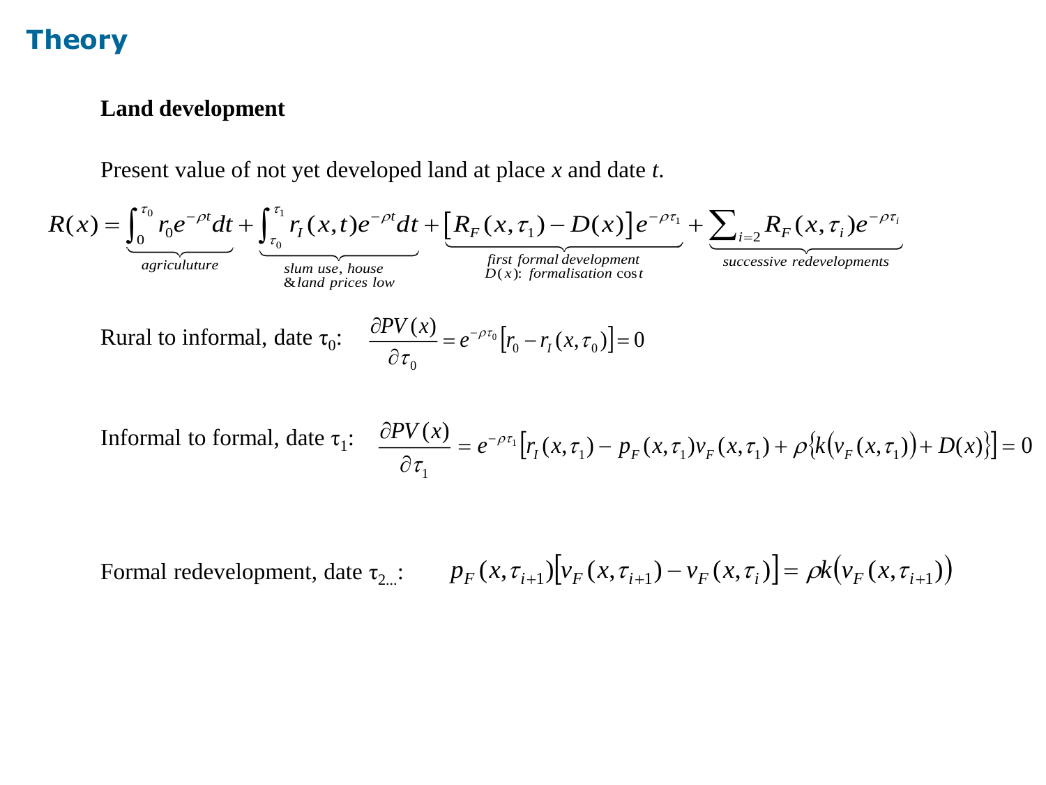# Theory

**Land development**

Present value of not yet developed land at place $x$ and date $t$.

$$R(x) = \underbrace{\int_0^{\tau_0} r_0 e^{-\rho t} dt}_{\text{agriculuture}} + \underbrace{\int_{\tau_0}^{\tau_1} r_I(x,t) e^{-\rho t} dt}_{\substack{\text{slum use, house} \\ \text{\& land prices low}}} + \underbrace{\left[R_F(x,\tau_1) - D(x)\right] e^{-\rho \tau_1}}_{\substack{\text{first formal development} \\ D(x)\text{: formalisation cost}}} + \underbrace{\sum_{i=2} R_F(x,\tau_i) e^{-\rho \tau_i}}_{\text{successive redevelopments}}$$

Rural to informal, date $\tau_0$: $\quad \dfrac{\partial PV(x)}{\partial \tau_0} = e^{-\rho \tau_0}\left[r_0 - r_I(x,\tau_0)\right] = 0$

Informal to formal, date $\tau_1$: $\quad \dfrac{\partial PV(x)}{\partial \tau_1} = e^{-\rho \tau_1}\left[r_I(x,\tau_1) - p_F(x,\tau_1) v_F(x,\tau_1) + \rho\left\{k\left(v_F(x,\tau_1)\right) + D(x)\right\}\right] = 0$

Formal redevelopment, date $\tau_{2\ldots}$: $\quad p_F(x,\tau_{i+1})\left[v_F(x,\tau_{i+1}) - v_F(x,\tau_i)\right] = \rho k\left(v_F(x,\tau_{i+1})\right)$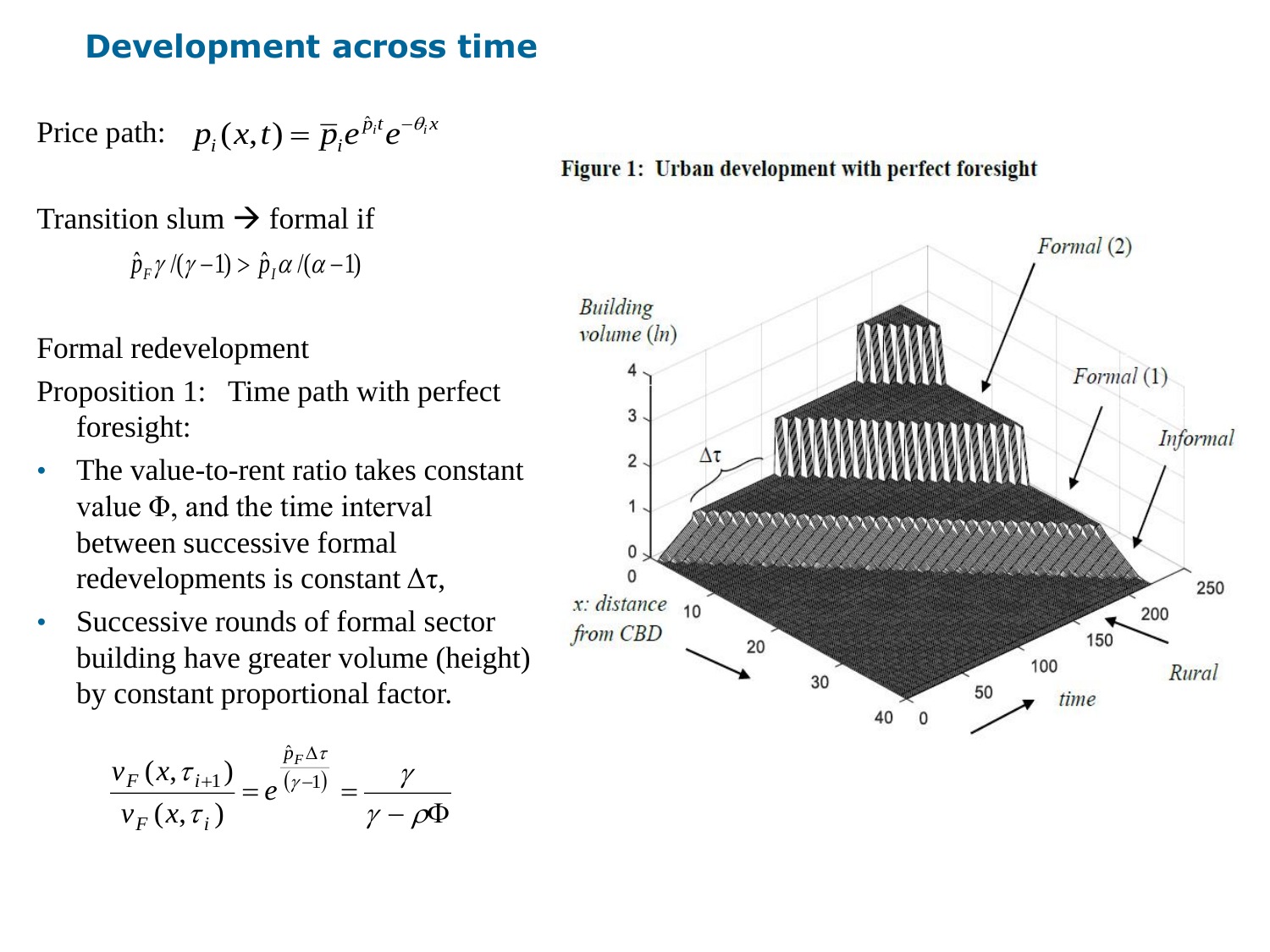## Development across time

Price path: $p_i(x,t) = \bar{p}_i e^{\hat{p}_i t} e^{-\theta_i x}$

Transition slum → formal if

$$\hat{p}_F \gamma / (\gamma - 1) > \hat{p}_I \alpha / (\alpha - 1)$$

Formal redevelopment

Proposition 1: Time path with perfect foresight:

- The value-to-rent ratio takes constant value $\Phi$, and the time interval between successive formal redevelopments is constant $\Delta\tau$,
- Successive rounds of formal sector building have greater volume (height) by constant proportional factor.

$$\frac{v_F(x, \tau_{i+1})}{v_F(x, \tau_i)} = e^{\frac{\hat{p}_F \Delta\tau}{(\gamma - 1)}} = \frac{\gamma}{\gamma - \rho\Phi}$$

**Figure 1: Urban development with perfect foresight**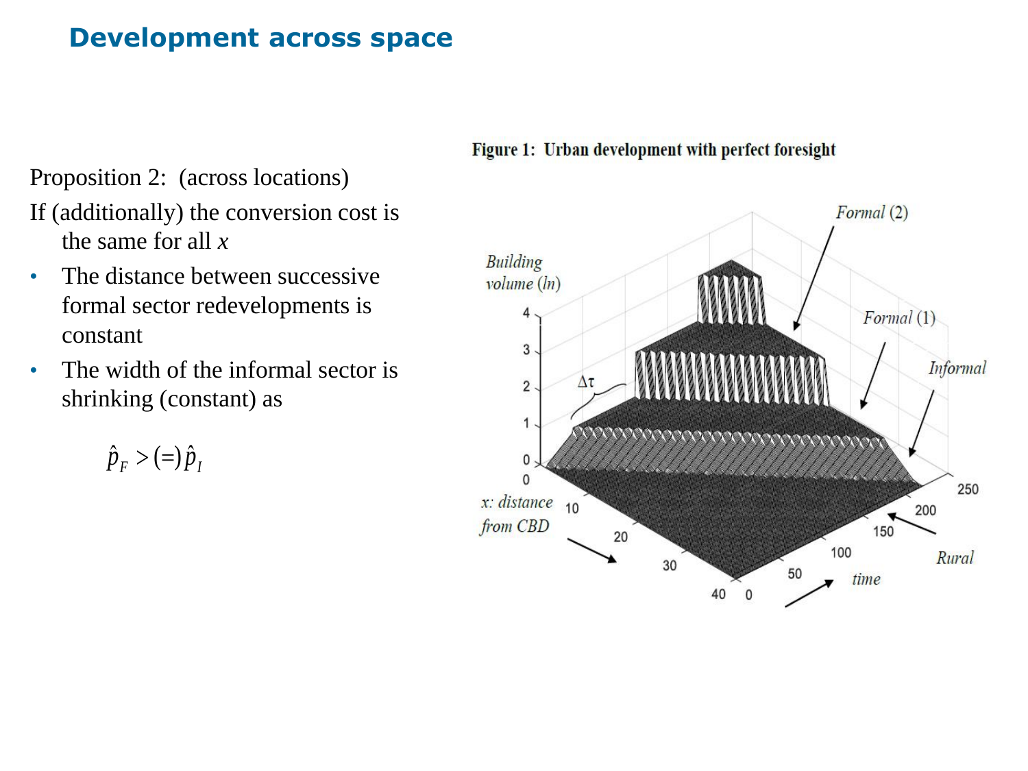# Development across space

Proposition 2: (across locations)

If (additionally) the conversion cost is the same for all $x$

- The distance between successive formal sector redevelopments is constant
- The width of the informal sector is shrinking (constant) as

$$\hat{p}_F > (=) \hat{p}_I$$

**Figure 1: Urban development with perfect foresight**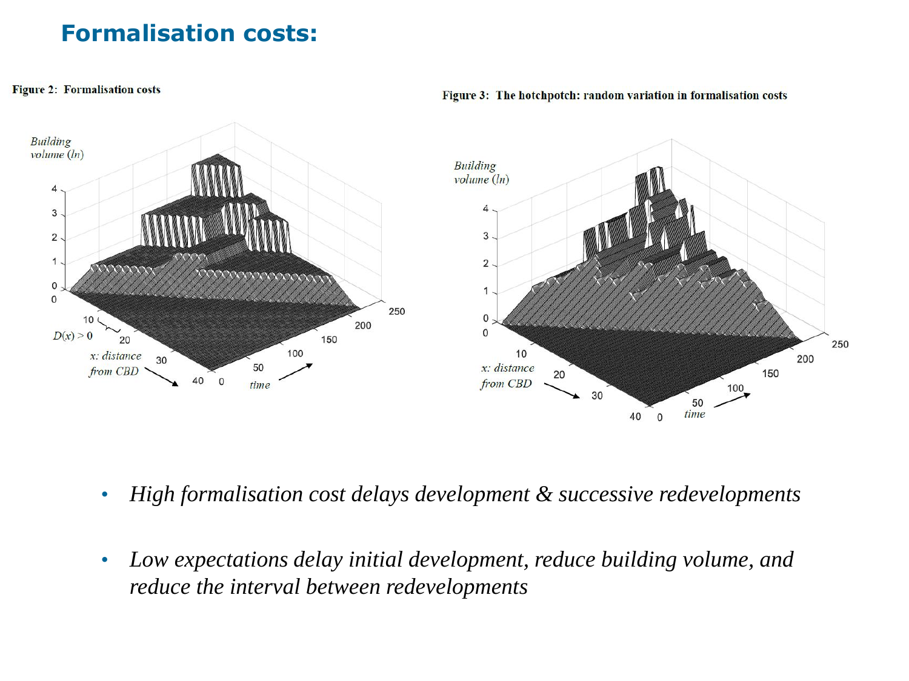# Formalisation costs:

**Figure 2: Formalisation costs**

**Figure 3: The hotchpotch: random variation in formalisation costs**

- *High formalisation cost delays development & successive redevelopments*
- *Low expectations delay initial development, reduce building volume, and reduce the interval between redevelopments*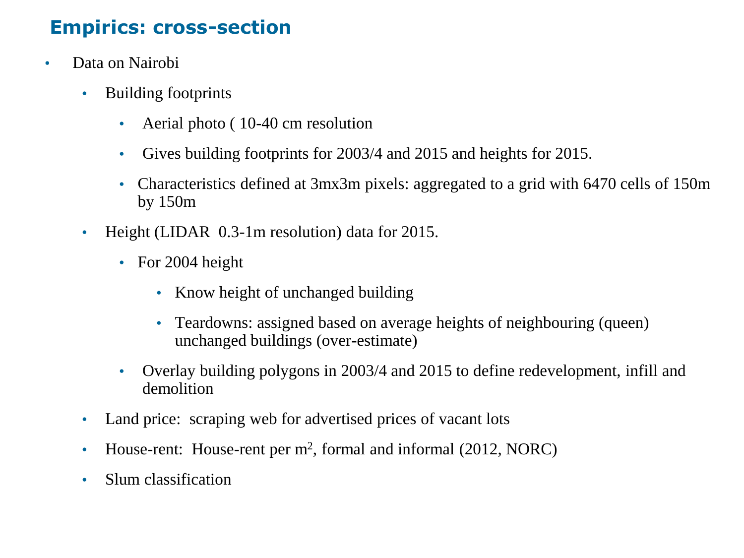## Empirics: cross-section

- Data on Nairobi
  - Building footprints
    - Aerial photo ( 10-40 cm resolution
    - Gives building footprints for 2003/4 and 2015 and heights for 2015.
    - Characteristics defined at 3mx3m pixels: aggregated to a grid with 6470 cells of 150m by 150m
  - Height (LIDAR 0.3-1m resolution) data for 2015.
    - For 2004 height
      - Know height of unchanged building
      - Teardowns: assigned based on average heights of neighbouring (queen) unchanged buildings (over-estimate)
    - Overlay building polygons in 2003/4 and 2015 to define redevelopment, infill and demolition
  - Land price: scraping web for advertised prices of vacant lots
  - House-rent: House-rent per $m^2$, formal and informal (2012, NORC)
  - Slum classification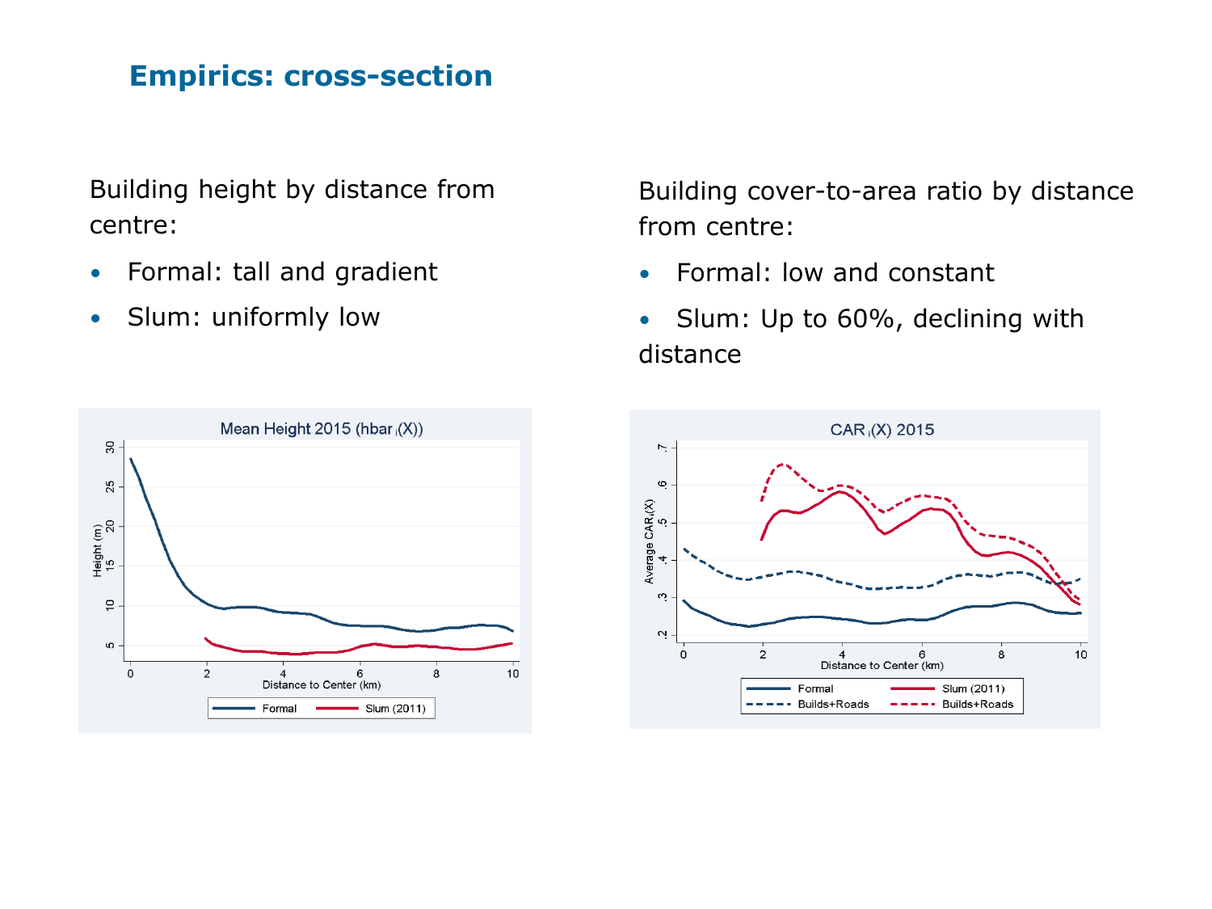## Empirics: cross-section

Building height by distance from centre:

- Formal: tall and gradient
- Slum: uniformly low

Building cover-to-area ratio by distance from centre:

- Formal: low and constant
- Slum: Up to 60%, declining with distance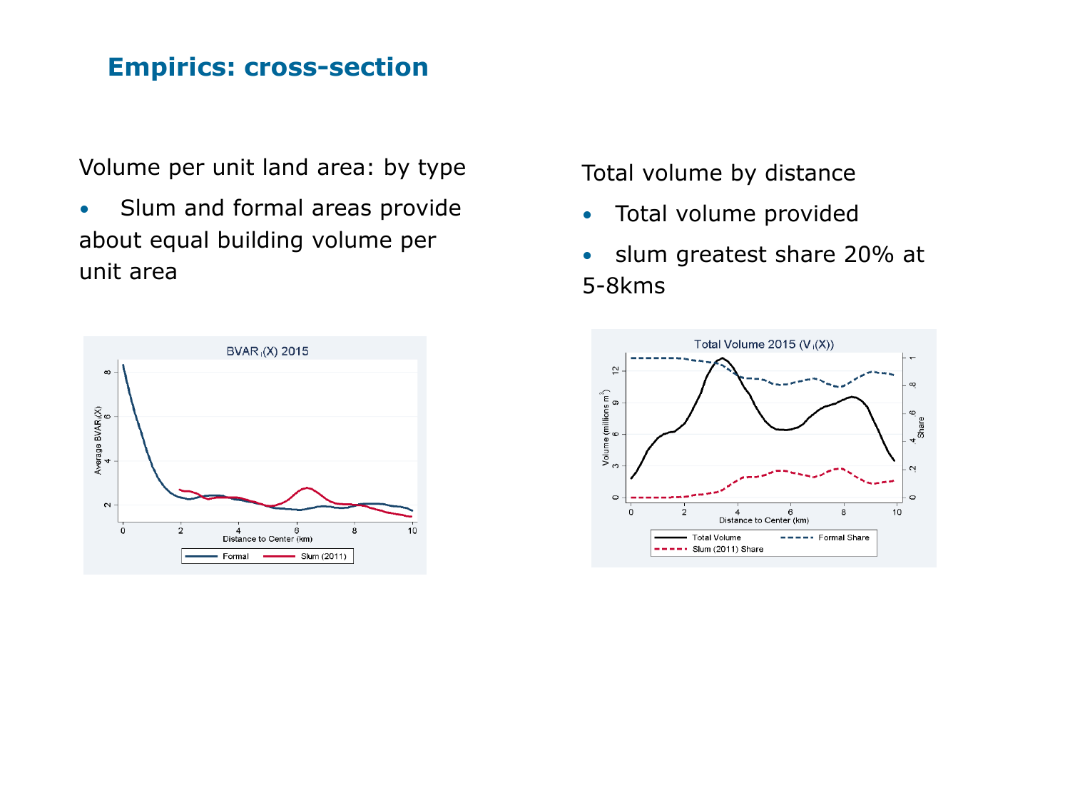## Empirics: cross-section

Volume per unit land area: by type

- Slum and formal areas provide about equal building volume per unit area

Total volume by distance

- Total volume provided
- slum greatest share 20% at 5-8kms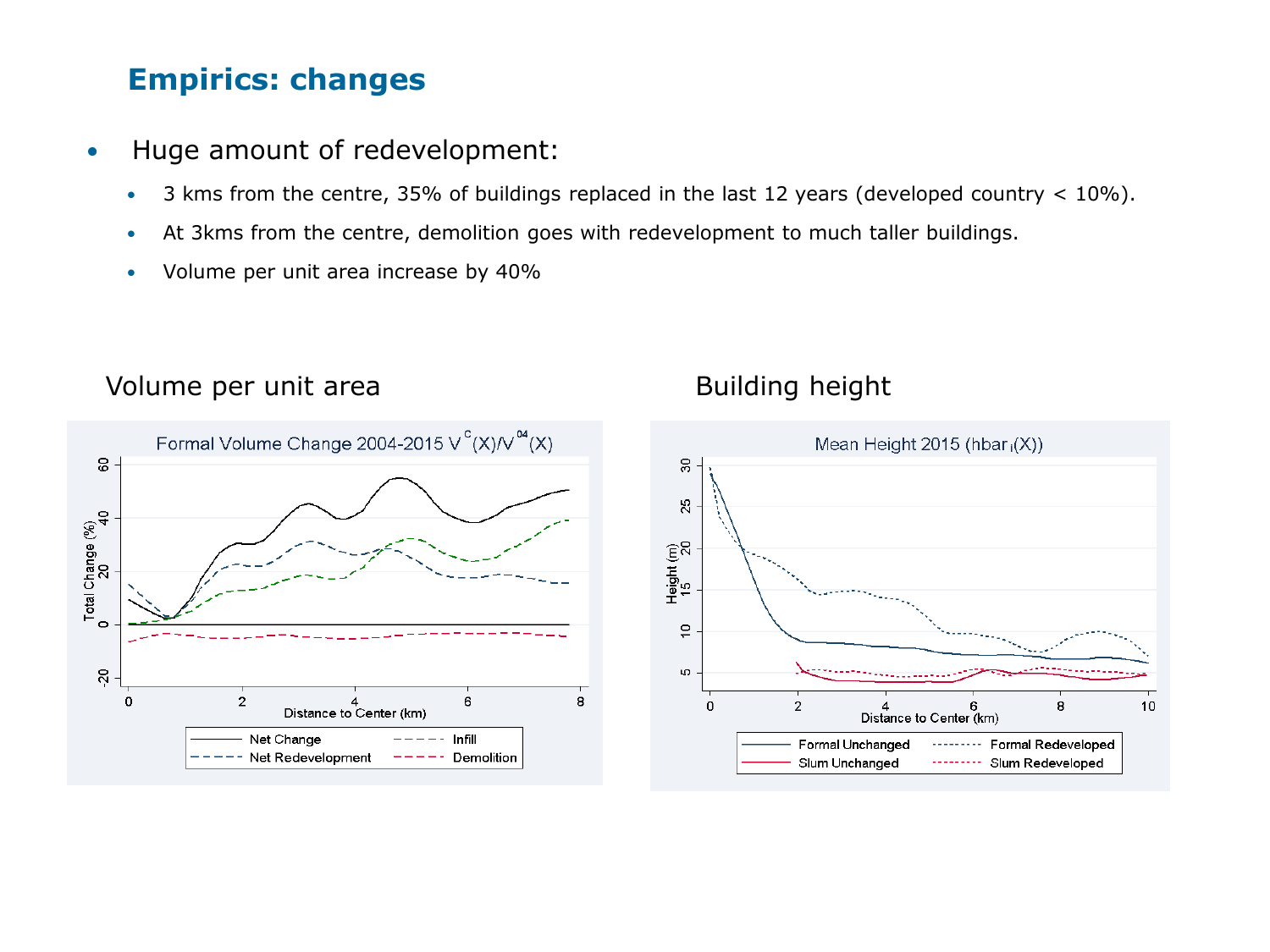## Empirics: changes

- Huge amount of redevelopment:
  - 3 kms from the centre, 35% of buildings replaced in the last 12 years (developed country < 10%).
  - At 3kms from the centre, demolition goes with redevelopment to much taller buildings.
  - Volume per unit area increase by 40%

Volume per unit area

Building height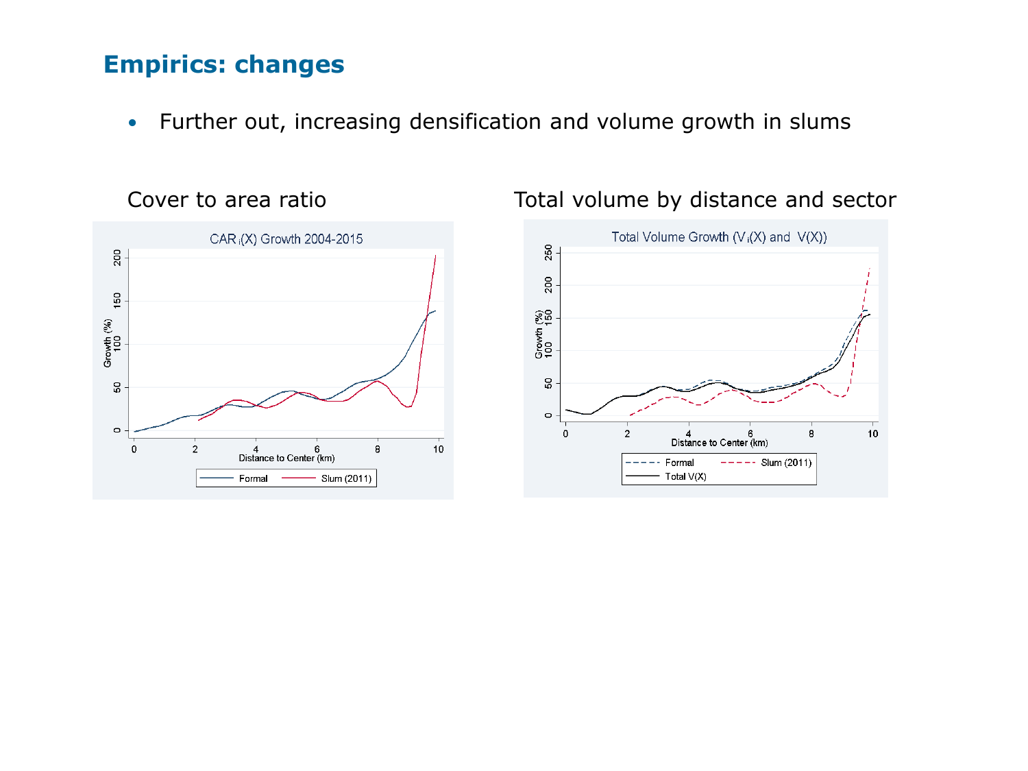# Empirics: changes

- Further out, increasing densification and volume growth in slums

Cover to area ratio

Total volume by distance and sector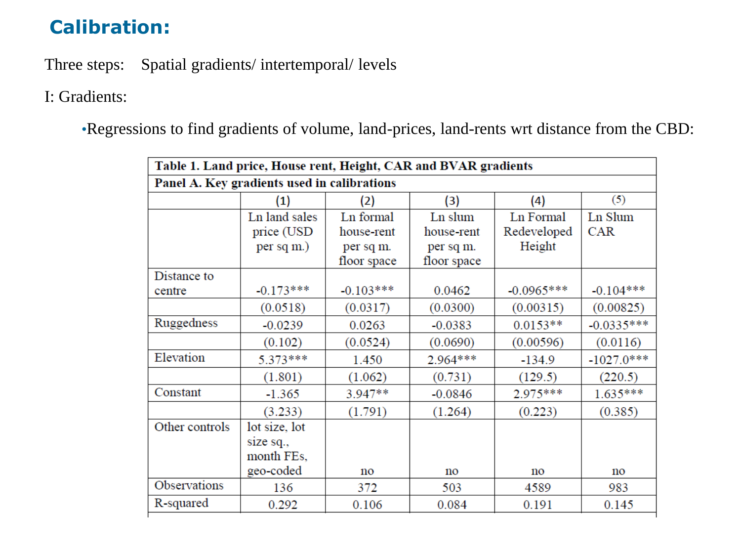## Calibration:

Three steps: Spatial gradients/ intertemporal/ levels

I: Gradients:

- Regressions to find gradients of volume, land-prices, land-rents wrt distance from the CBD:

**Table 1. Land price, House rent, Height, CAR and BVAR gradients**

**Panel A. Key gradients used in calibrations**

| | (1) | (2) | (3) | (4) | (5) |
|---|---|---|---|---|---|
| | Ln land sales price (USD per sq m.) | Ln formal house-rent per sq m. floor space | Ln slum house-rent per sq m. floor space | Ln Formal Redeveloped Height | Ln Slum CAR |
| Distance to centre | -0.173*** | -0.103*** | 0.0462 | -0.0965*** | -0.104*** |
| | (0.0518) | (0.0317) | (0.0300) | (0.00315) | (0.00825) |
| Ruggedness | -0.0239 | 0.0263 | -0.0383 | 0.0153** | -0.0335*** |
| | (0.102) | (0.0524) | (0.0690) | (0.00596) | (0.0116) |
| Elevation | 5.373*** | 1.450 | 2.964*** | -134.9 | -1027.0*** |
| | (1.801) | (1.062) | (0.731) | (129.5) | (220.5) |
| Constant | -1.365 | 3.947** | -0.0846 | 2.975*** | 1.635*** |
| | (3.233) | (1.791) | (1.264) | (0.223) | (0.385) |
| Other controls | lot size, lot size sq., month FEs, geo-coded | no | no | no | no |
| Observations | 136 | 372 | 503 | 4589 | 983 |
| R-squared | 0.292 | 0.106 | 0.084 | 0.191 | 0.145 |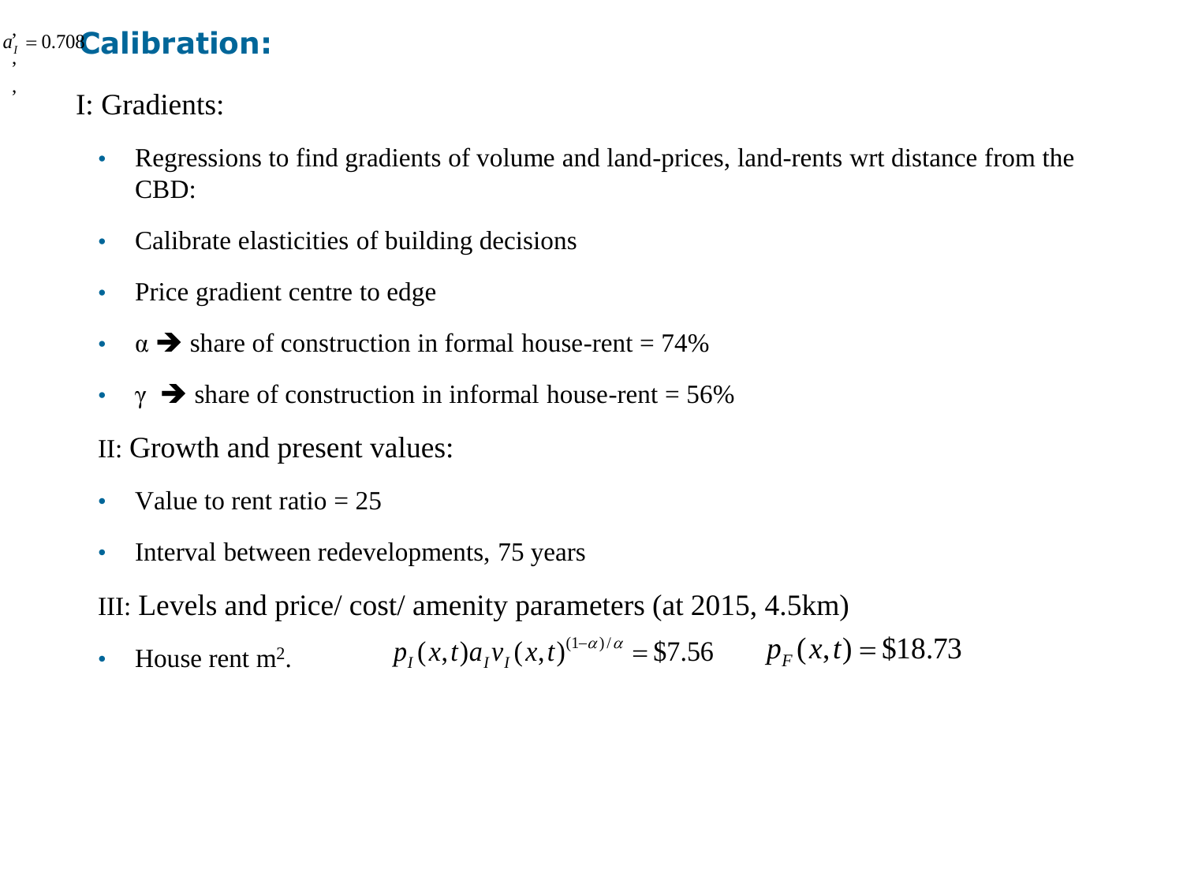$a_I' = 0.708$

# Calibration:

I: Gradients:

- Regressions to find gradients of volume and land-prices, land-rents wrt distance from the CBD:
- Calibrate elasticities of building decisions
- Price gradient centre to edge
- α ➔ share of construction in formal house-rent = 74%
- γ ➔ share of construction in informal house-rent = 56%

II: Growth and present values:

- Value to rent ratio = 25
- Interval between redevelopments, 75 years

III: Levels and price/ cost/ amenity parameters (at 2015, 4.5km)

- House rent m². $p_I(x,t)a_I v_I(x,t)^{(1-\alpha)/\alpha} = \$7.56$ $p_F(x,t) = \$18.73$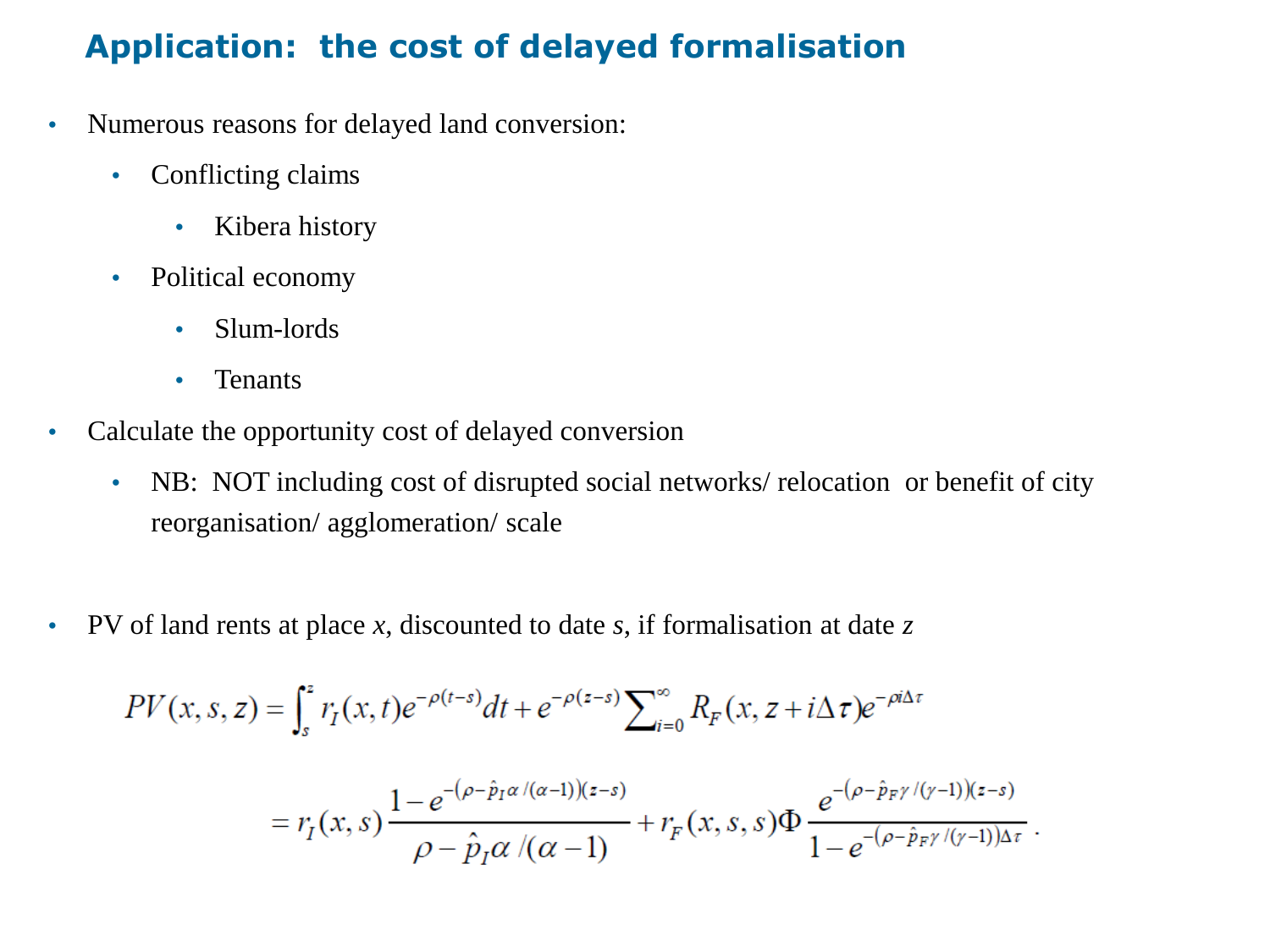## Application: the cost of delayed formalisation

- Numerous reasons for delayed land conversion:
  - Conflicting claims
    - Kibera history
  - Political economy
    - Slum-lords
    - Tenants
- Calculate the opportunity cost of delayed conversion
  - NB: NOT including cost of disrupted social networks/ relocation or benefit of city reorganisation/ agglomeration/ scale

- PV of land rents at place *x*, discounted to date *s*, if formalisation at date *z*

$$PV(x,s,z) = \int_s^z r_I(x,t)e^{-\rho(t-s)}dt + e^{-\rho(z-s)}\sum_{i=0}^{\infty} R_F(x, z+i\Delta\tau)e^{-\rho i\Delta\tau}$$

$$= r_I(x,s)\frac{1-e^{-(\rho-\hat{p}_I\alpha/(\alpha-1))(z-s)}}{\rho-\hat{p}_I\alpha/(\alpha-1)} + r_F(x,s,s)\Phi\frac{e^{-(\rho-\hat{p}_F\gamma/(\gamma-1))(z-s)}}{1-e^{-(\rho-\hat{p}_F\gamma/(\gamma-1))\Delta\tau}}.$$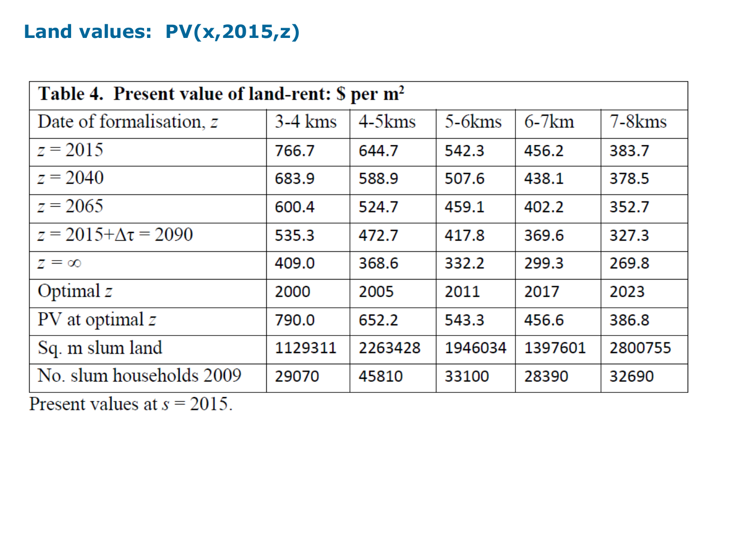# Land values: PV(x,2015,z)

| Table 4. Present value of land-rent: \$ per m$^2$ | | | | | |
|---|---|---|---|---|---|
| Date of formalisation, $z$ | 3-4 kms | 4-5kms | 5-6kms | 6-7km | 7-8kms |
| $z = 2015$ | 766.7 | 644.7 | 542.3 | 456.2 | 383.7 |
| $z = 2040$ | 683.9 | 588.9 | 507.6 | 438.1 | 378.5 |
| $z = 2065$ | 600.4 | 524.7 | 459.1 | 402.2 | 352.7 |
| $z = 2015+\Delta\tau = 2090$ | 535.3 | 472.7 | 417.8 | 369.6 | 327.3 |
| $z = \infty$ | 409.0 | 368.6 | 332.2 | 299.3 | 269.8 |
| Optimal $z$ | 2000 | 2005 | 2011 | 2017 | 2023 |
| PV at optimal $z$ | 790.0 | 652.2 | 543.3 | 456.6 | 386.8 |
| Sq. m slum land | 1129311 | 2263428 | 1946034 | 1397601 | 2800755 |
| No. slum households 2009 | 29070 | 45810 | 33100 | 28390 | 32690 |

Present values at $s = 2015$.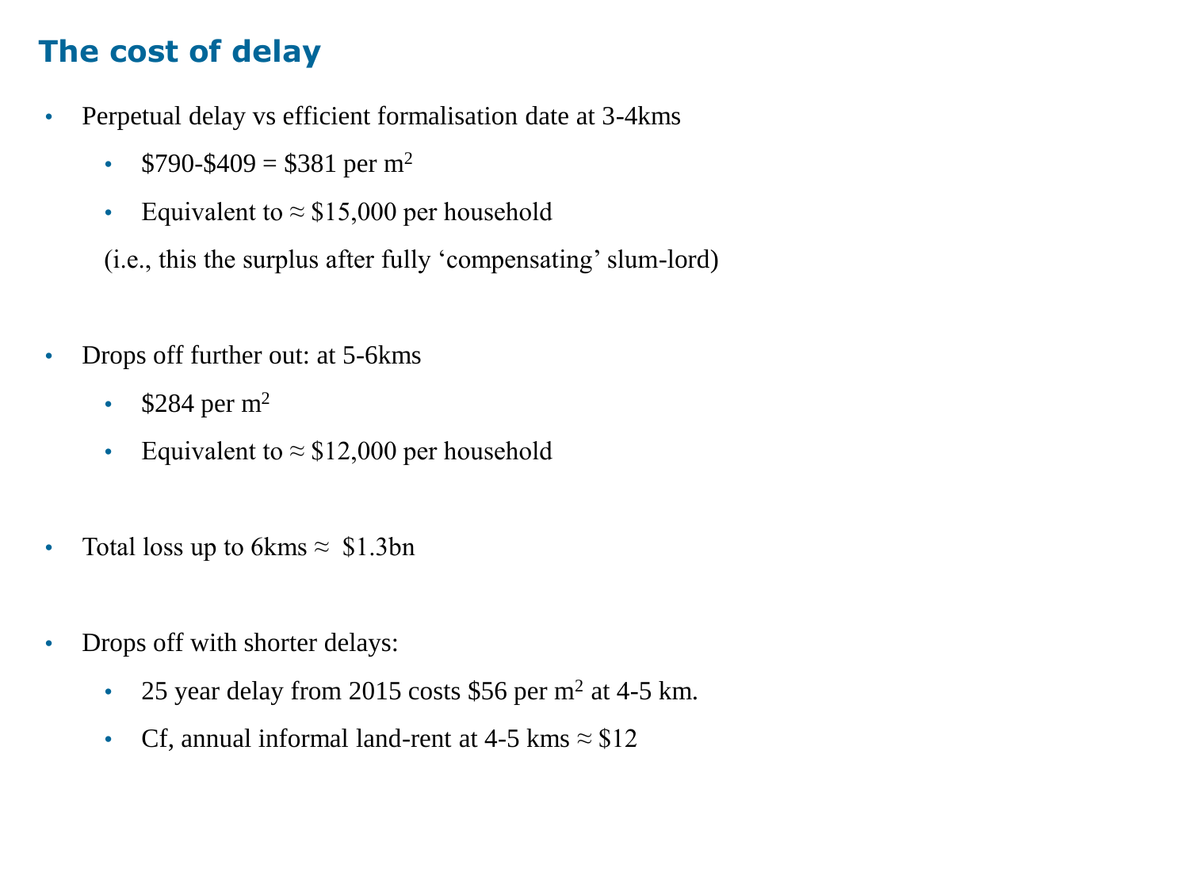## The cost of delay

- Perpetual delay vs efficient formalisation date at 3-4kms
  - \$790-\$409 = \$381 per $m^2$
  - Equivalent to ≈ \$15,000 per household

  (i.e., this the surplus after fully 'compensating' slum-lord)

- Drops off further out: at 5-6kms
  - \$284 per $m^2$
  - Equivalent to ≈ \$12,000 per household

- Total loss up to 6kms ≈ \$1.3bn

- Drops off with shorter delays:
  - 25 year delay from 2015 costs \$56 per $m^2$ at 4-5 km.
  - Cf, annual informal land-rent at 4-5 kms ≈ \$12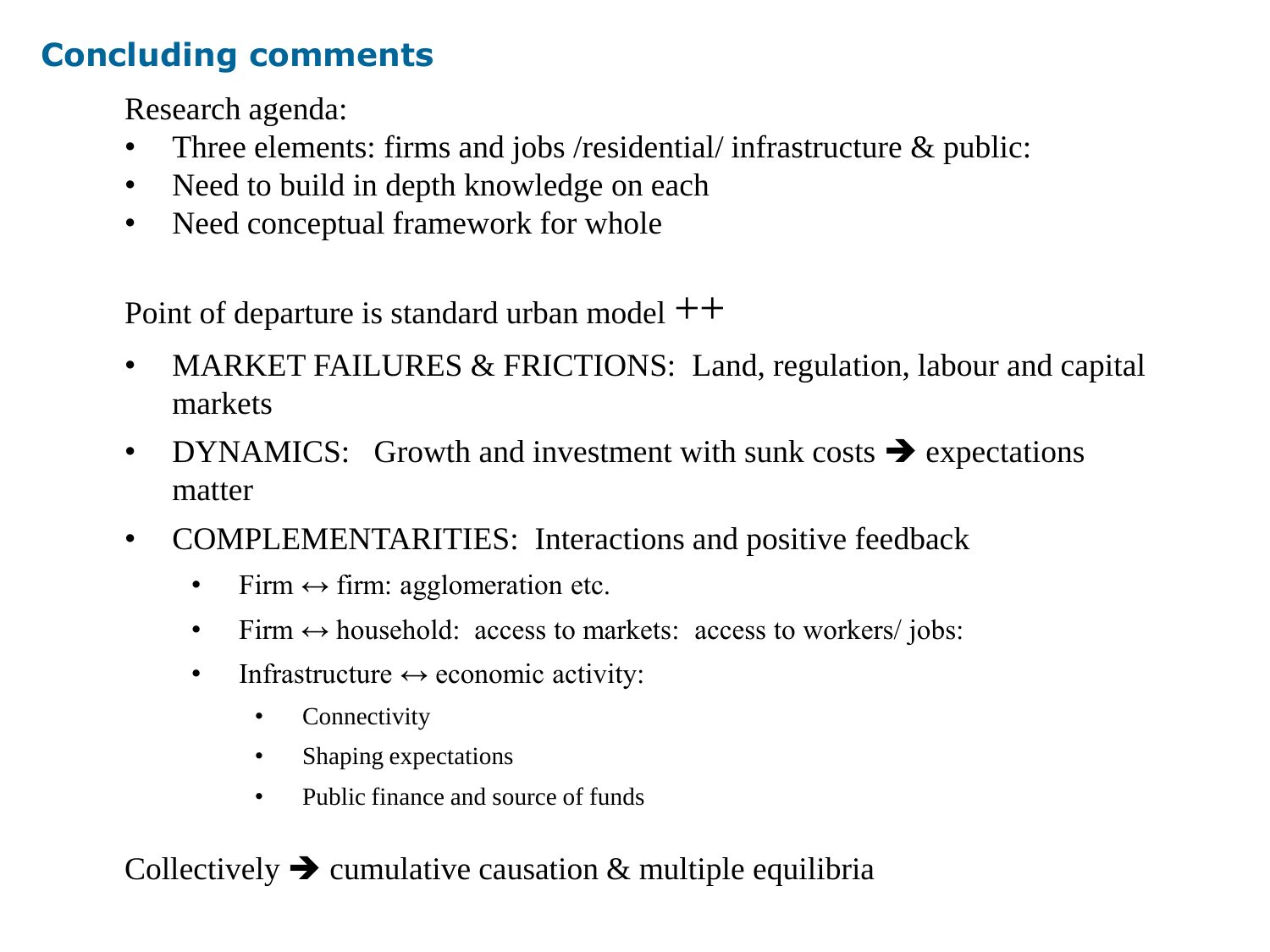# Concluding comments

Research agenda:

- Three elements: firms and jobs /residential/ infrastructure & public:
- Need to build in depth knowledge on each
- Need conceptual framework for whole

Point of departure is standard urban model ++

- MARKET FAILURES & FRICTIONS: Land, regulation, labour and capital markets
- DYNAMICS: Growth and investment with sunk costs ➔ expectations matter
- COMPLEMENTARITIES: Interactions and positive feedback
  - Firm ↔ firm: agglomeration etc.
  - Firm ↔ household: access to markets: access to workers/ jobs:
  - Infrastructure ↔ economic activity:
    - Connectivity
    - Shaping expectations
    - Public finance and source of funds

Collectively ➔ cumulative causation & multiple equilibria